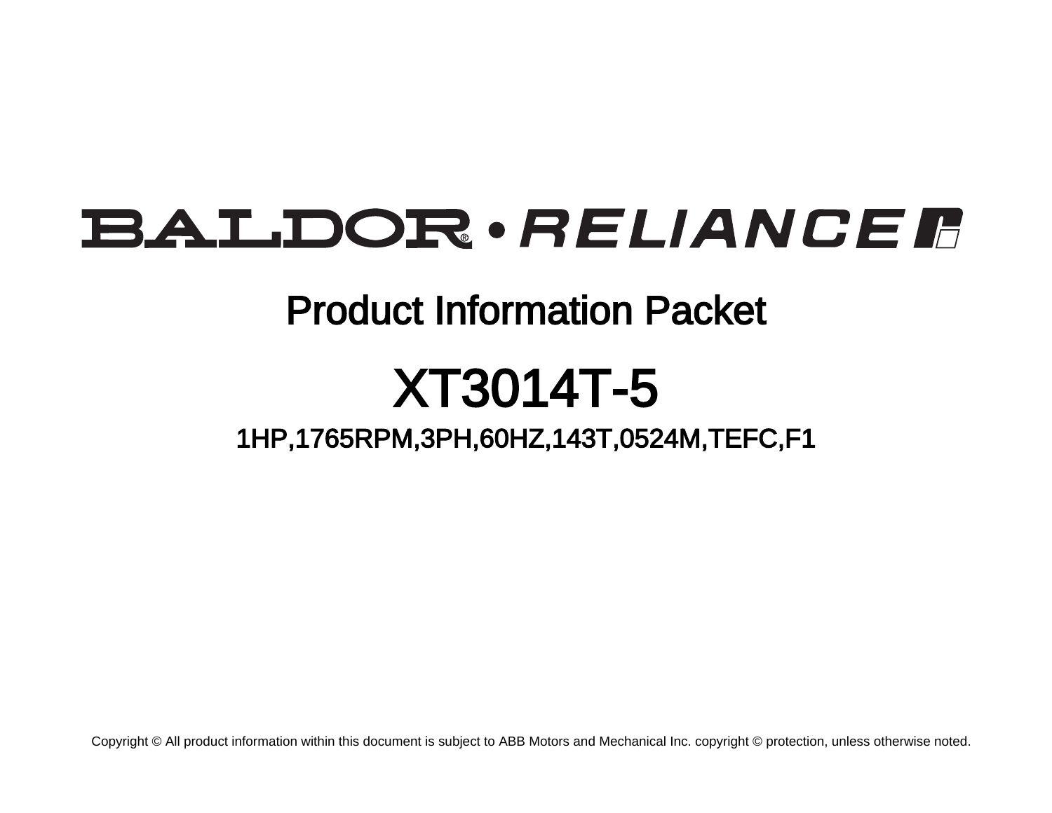# BALDOR® • RELIANCE

## Product Information Packet

# XT3014T-5

### 1HP,1765RPM,3PH,60HZ,143T,0524M,TEFC,F1

Copyright © All product information within this document is subject to ABB Motors and Mechanical Inc. copyright © protection, unless otherwise noted.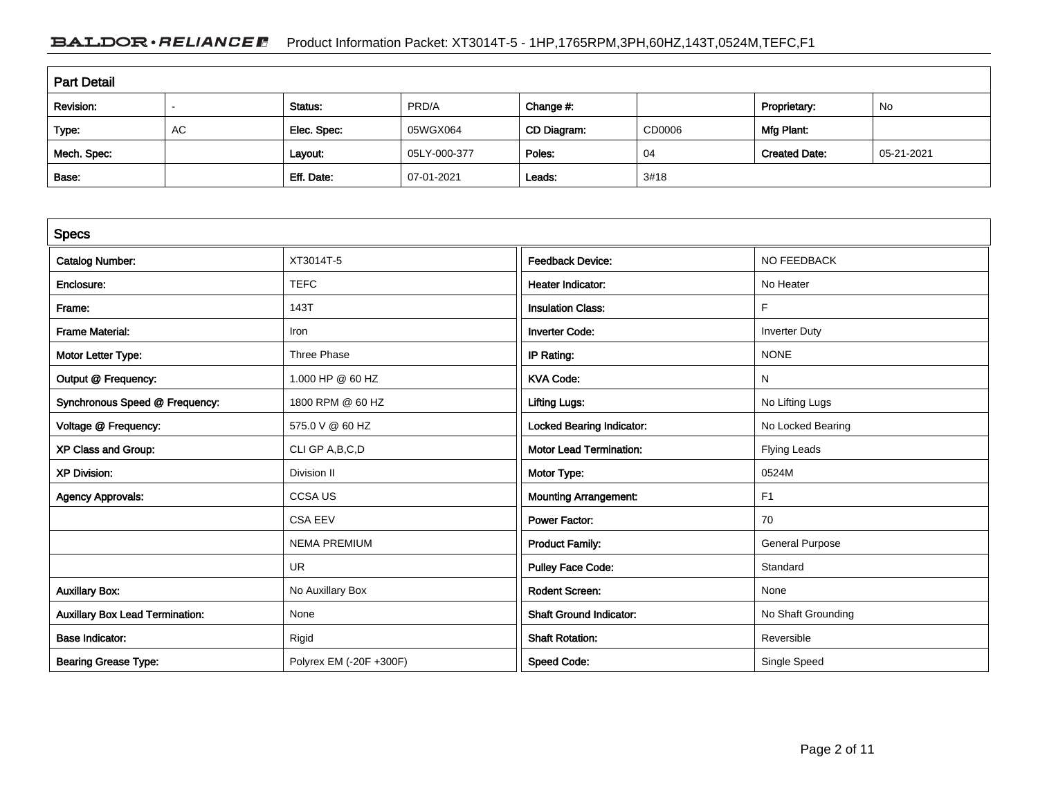## Part Detail

| Revision: | - | Status: | PRD/A | Change #: | | Proprietary: | No |
|---|---|---|---|---|---|---|---|
| Type: | AC | Elec. Spec: | 05WGX064 | CD Diagram: | CD0006 | Mfg Plant: | |
| Mech. Spec: | | Layout: | 05LY-000-377 | Poles: | 04 | Created Date: | 05-21-2021 |
| Base: | | Eff. Date: | 07-01-2021 | Leads: | 3#18 | | |

## Specs

| Catalog Number: | XT3014T-5 | Feedback Device: | NO FEEDBACK |
|---|---|---|---|
| Enclosure: | TEFC | Heater Indicator: | No Heater |
| Frame: | 143T | Insulation Class: | F |
| Frame Material: | Iron | Inverter Code: | Inverter Duty |
| Motor Letter Type: | Three Phase | IP Rating: | NONE |
| Output @ Frequency: | 1.000 HP @ 60 HZ | KVA Code: | N |
| Synchronous Speed @ Frequency: | 1800 RPM @ 60 HZ | Lifting Lugs: | No Lifting Lugs |
| Voltage @ Frequency: | 575.0 V @ 60 HZ | Locked Bearing Indicator: | No Locked Bearing |
| XP Class and Group: | CLI GP A,B,C,D | Motor Lead Termination: | Flying Leads |
| XP Division: | Division II | Motor Type: | 0524M |
| Agency Approvals: | CCSA US | Mounting Arrangement: | F1 |
| | CSA EEV | Power Factor: | 70 |
| | NEMA PREMIUM | Product Family: | General Purpose |
| | UR | Pulley Face Code: | Standard |
| Auxillary Box: | No Auxillary Box | Rodent Screen: | None |
| Auxillary Box Lead Termination: | None | Shaft Ground Indicator: | No Shaft Grounding |
| Base Indicator: | Rigid | Shaft Rotation: | Reversible |
| Bearing Grease Type: | Polyrex EM (-20F +300F) | Speed Code: | Single Speed |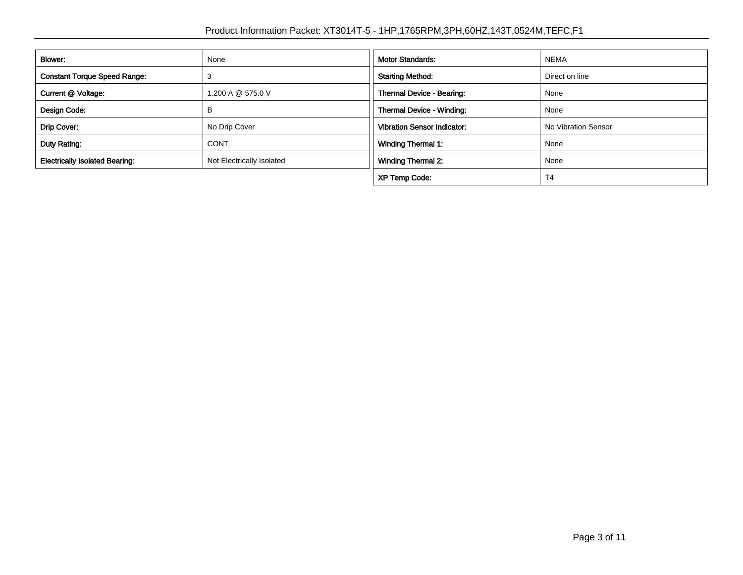| Blower: | None |
| --- | --- |
| Constant Torque Speed Range: | 3 |
| Current @ Voltage: | 1.200 A @ 575.0 V |
| Design Code: | B |
| Drip Cover: | No Drip Cover |
| Duty Rating: | CONT |
| Electrically Isolated Bearing: | Not Electrically Isolated |

| Motor Standards: | NEMA |
| --- | --- |
| Starting Method: | Direct on line |
| Thermal Device - Bearing: | None |
| Thermal Device - Winding: | None |
| Vibration Sensor Indicator: | No Vibration Sensor |
| Winding Thermal 1: | None |
| Winding Thermal 2: | None |
| XP Temp Code: | T4 |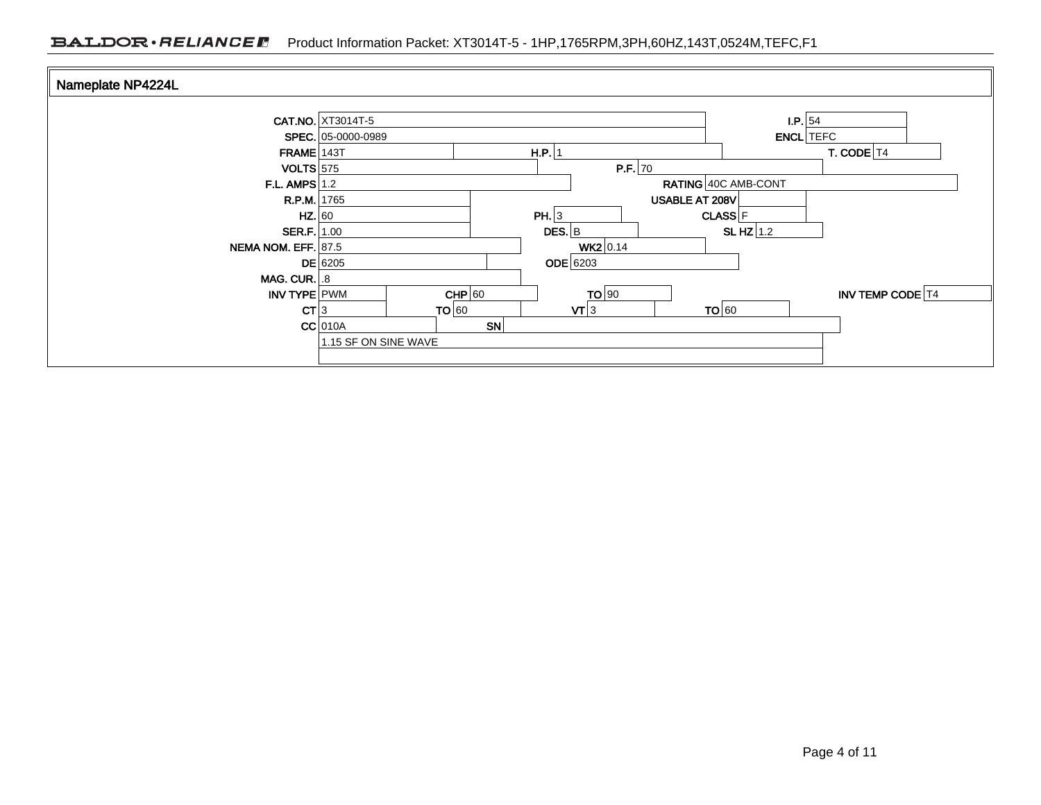## Nameplate NP4224L

| Field | Value | Field | Value | Field | Value | Field | Value |
|---|---|---|---|---|---|---|---|
| CAT.NO. | XT3014T-5 | | | | | I.P. | 54 |
| SPEC. | 05-0000-0989 | | | | | ENCL | TEFC |
| FRAME | 143T | H.P. | 1 | | | T. CODE | T4 |
| VOLTS | 575 | | | P.F. | 70 | | |
| F.L. AMPS | 1.2 | | | RATING | 40C AMB-CONT | | |
| R.P.M. | 1765 | | | USABLE AT 208V | | | |
| HZ. | 60 | PH. | 3 | CLASS | F | | |
| SER.F. | 1.00 | DES. | B | SL HZ | 1.2 | | |
| NEMA NOM. EFF. | 87.5 | WK2 | 0.14 | | | | |
| DE | 6205 | ODE | 6203 | | | | |
| MAG. CUR. | .8 | | | | | | |
| INV TYPE | PWM | CHP | 60 | TO | 90 | INV TEMP CODE | T4 |
| CT | 3 | TO | 60 | VT | 3 | TO | 60 |
| CC | 010A | SN | | | | | |
| | 1.15 SF ON SINE WAVE | | | | | | |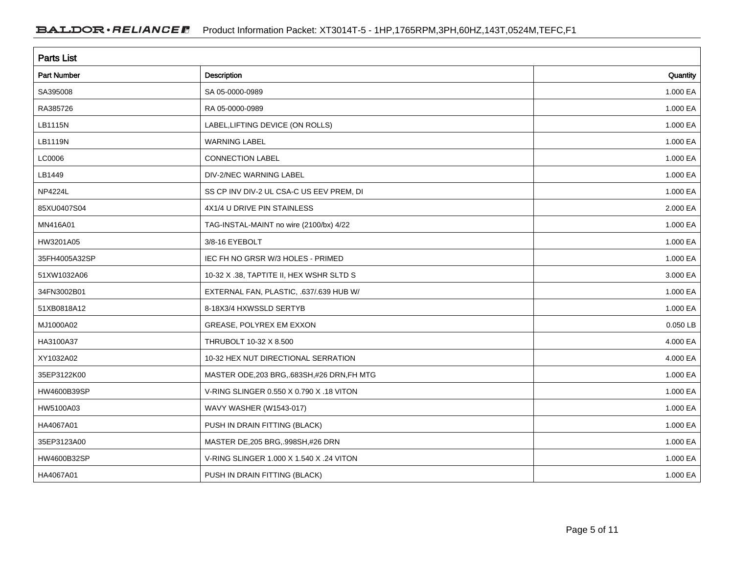## Parts List

| Part Number | Description | Quantity |
|---|---|---|
| SA395008 | SA 05-0000-0989 | 1.000 EA |
| RA385726 | RA 05-0000-0989 | 1.000 EA |
| LB1115N | LABEL,LIFTING DEVICE (ON ROLLS) | 1.000 EA |
| LB1119N | WARNING LABEL | 1.000 EA |
| LC0006 | CONNECTION LABEL | 1.000 EA |
| LB1449 | DIV-2/NEC WARNING LABEL | 1.000 EA |
| NP4224L | SS CP INV DIV-2 UL CSA-C US EEV PREM, DI | 1.000 EA |
| 85XU0407S04 | 4X1/4 U DRIVE PIN STAINLESS | 2.000 EA |
| MN416A01 | TAG-INSTAL-MAINT no wire (2100/bx) 4/22 | 1.000 EA |
| HW3201A05 | 3/8-16 EYEBOLT | 1.000 EA |
| 35FH4005A32SP | IEC FH NO GRSR W/3 HOLES - PRIMED | 1.000 EA |
| 51XW1032A06 | 10-32 X .38, TAPTITE II, HEX WSHR SLTD S | 3.000 EA |
| 34FN3002B01 | EXTERNAL FAN, PLASTIC, .637/.639 HUB W/ | 1.000 EA |
| 51XB0818A12 | 8-18X3/4 HXWSSLD SERTYB | 1.000 EA |
| MJ1000A02 | GREASE, POLYREX EM EXXON | 0.050 LB |
| HA3100A37 | THRUBOLT 10-32 X 8.500 | 4.000 EA |
| XY1032A02 | 10-32 HEX NUT DIRECTIONAL SERRATION | 4.000 EA |
| 35EP3122K00 | MASTER ODE,203 BRG,.683SH,#26 DRN,FH MTG | 1.000 EA |
| HW4600B39SP | V-RING SLINGER 0.550 X 0.790 X .18 VITON | 1.000 EA |
| HW5100A03 | WAVY WASHER (W1543-017) | 1.000 EA |
| HA4067A01 | PUSH IN DRAIN FITTING (BLACK) | 1.000 EA |
| 35EP3123A00 | MASTER DE,205 BRG,.998SH,#26 DRN | 1.000 EA |
| HW4600B32SP | V-RING SLINGER 1.000 X 1.540 X .24 VITON | 1.000 EA |
| HA4067A01 | PUSH IN DRAIN FITTING (BLACK) | 1.000 EA |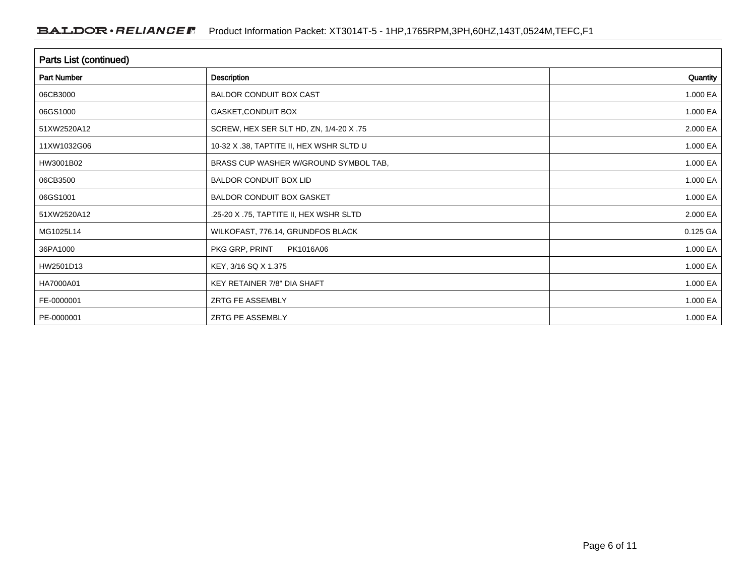## Parts List (continued)

| Part Number | Description | Quantity |
|---|---|---|
| 06CB3000 | BALDOR CONDUIT BOX CAST | 1.000 EA |
| 06GS1000 | GASKET,CONDUIT BOX | 1.000 EA |
| 51XW2520A12 | SCREW, HEX SER SLT HD, ZN, 1/4-20 X .75 | 2.000 EA |
| 11XW1032G06 | 10-32 X .38, TAPTITE II, HEX WSHR SLTD U | 1.000 EA |
| HW3001B02 | BRASS CUP WASHER W/GROUND SYMBOL TAB, | 1.000 EA |
| 06CB3500 | BALDOR CONDUIT BOX LID | 1.000 EA |
| 06GS1001 | BALDOR CONDUIT BOX GASKET | 1.000 EA |
| 51XW2520A12 | .25-20 X .75, TAPTITE II, HEX WSHR SLTD | 2.000 EA |
| MG1025L14 | WILKOFAST, 776.14, GRUNDFOS BLACK | 0.125 GA |
| 36PA1000 | PKG GRP, PRINT PK1016A06 | 1.000 EA |
| HW2501D13 | KEY, 3/16 SQ X 1.375 | 1.000 EA |
| HA7000A01 | KEY RETAINER 7/8" DIA SHAFT | 1.000 EA |
| FE-0000001 | ZRTG FE ASSEMBLY | 1.000 EA |
| PE-0000001 | ZRTG PE ASSEMBLY | 1.000 EA |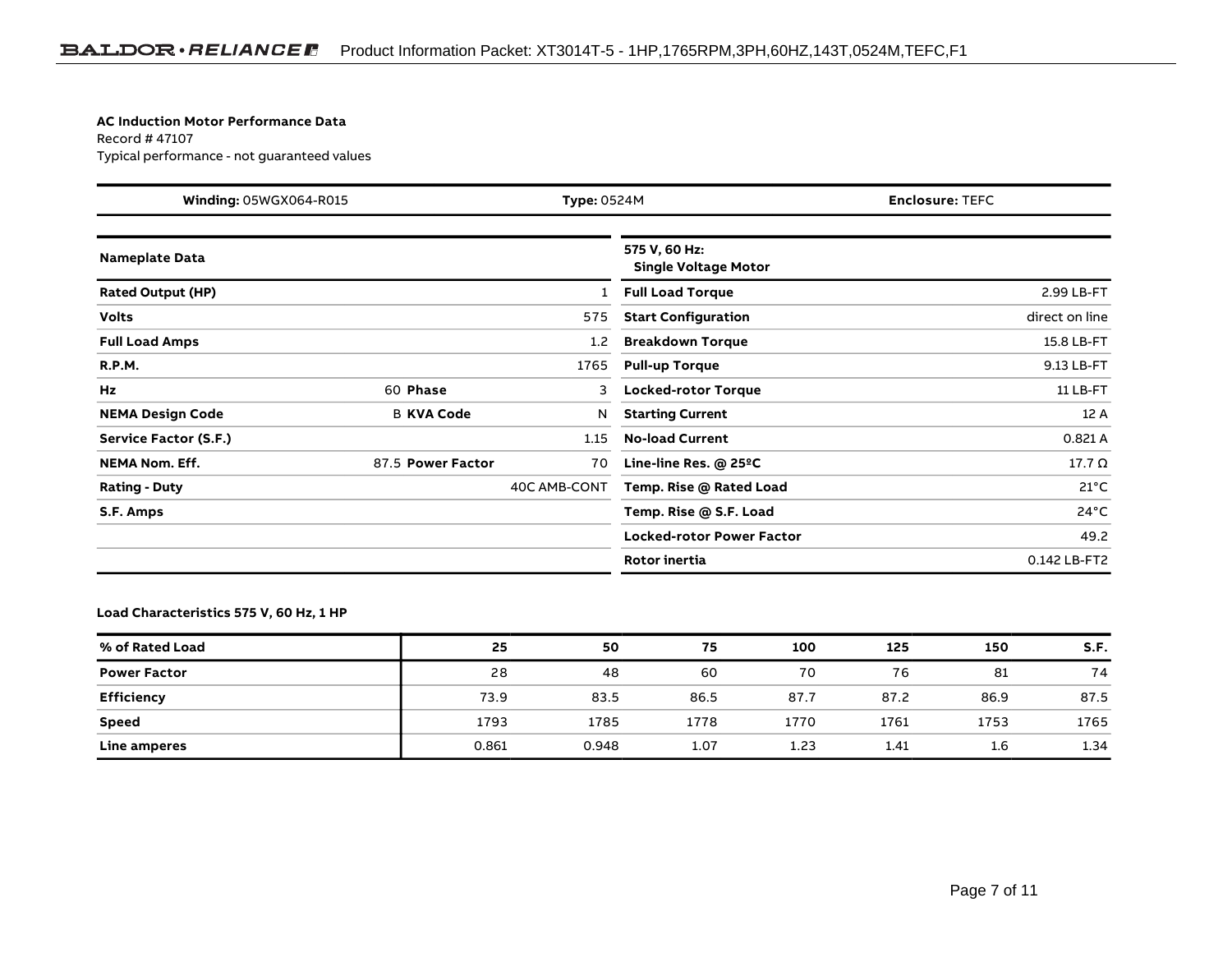# AC Induction Motor Performance Data

Record # 47107

Typical performance - not guaranteed values

| **Winding:** 05WGX064-R015 | **Type:** 0524M | **Enclosure:** TEFC |
|---|---|---|

| **Nameplate Data** | | | |
|---|---|---|---|
| **Rated Output (HP)** | | | 1 |
| **Volts** | | | 575 |
| **Full Load Amps** | | | 1.2 |
| **R.P.M.** | | | 1765 |
| **Hz** | 60 | **Phase** | 3 |
| **NEMA Design Code** | B | **KVA Code** | N |
| **Service Factor (S.F.)** | | | 1.15 |
| **NEMA Nom. Eff.** | 87.5 | **Power Factor** | 70 |
| **Rating - Duty** | | | 40C AMB-CONT |
| **S.F. Amps** | | | |

| **575 V, 60 Hz: Single Voltage Motor** | |
|---|---|
| **Full Load Torque** | 2.99 LB-FT |
| **Start Configuration** | direct on line |
| **Breakdown Torque** | 15.8 LB-FT |
| **Pull-up Torque** | 9.13 LB-FT |
| **Locked-rotor Torque** | 11 LB-FT |
| **Starting Current** | 12 A |
| **No-load Current** | 0.821 A |
| **Line-line Res. @ 25ºC** | 17.7 Ω |
| **Temp. Rise @ Rated Load** | 21°C |
| **Temp. Rise @ S.F. Load** | 24°C |
| **Locked-rotor Power Factor** | 49.2 |
| **Rotor inertia** | 0.142 LB-FT2 |

## Load Characteristics 575 V, 60 Hz, 1 HP

| % of Rated Load | 25 | 50 | 75 | 100 | 125 | 150 | S.F. |
|---|---|---|---|---|---|---|---|
| **Power Factor** | 28 | 48 | 60 | 70 | 76 | 81 | 74 |
| **Efficiency** | 73.9 | 83.5 | 86.5 | 87.7 | 87.2 | 86.9 | 87.5 |
| **Speed** | 1793 | 1785 | 1778 | 1770 | 1761 | 1753 | 1765 |
| **Line amperes** | 0.861 | 0.948 | 1.07 | 1.23 | 1.41 | 1.6 | 1.34 |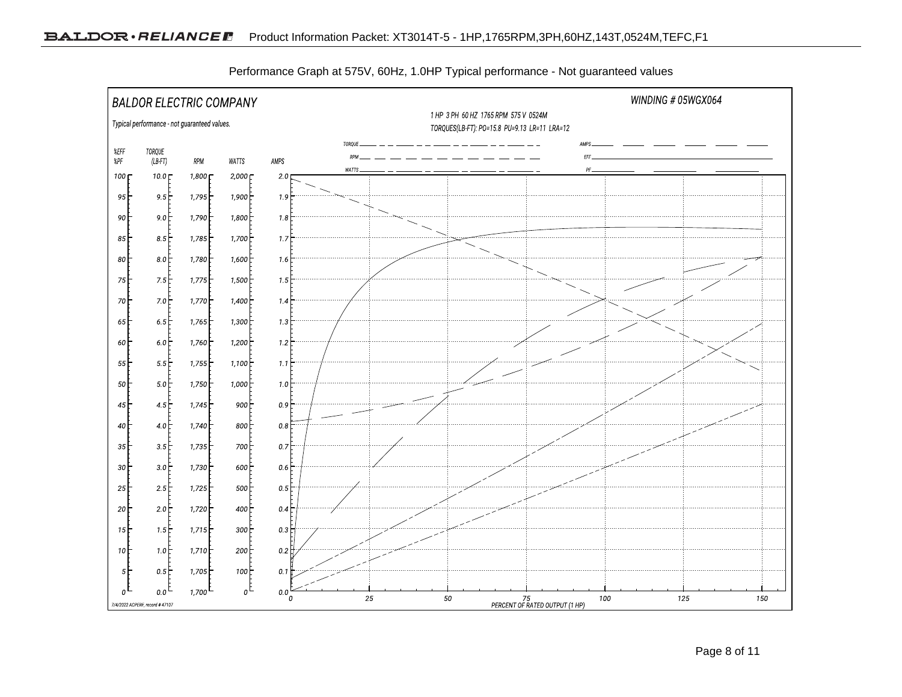Performance Graph at 575V, 60Hz, 1.0HP Typical performance - Not guaranteed values

BALDOR ELECTRIC COMPANY

WINDING # 05WGX064

1 HP 3 PH 60 HZ 1765 RPM 575 V 0524M

TORQUES(LB-FT): PO=15.8 PU=9.13 LR=11 LRA=12

Typical performance - not guaranteed values.

TORQUE, RPM, WATTS, AMPS, EFF, PF

| %EFF %PF | TORQUE (LB-FT) | RPM | WATTS | AMPS |
|---|---|---|---|---|
| 100 | 10.0 | 1,800 | 2,000 | 2.0 |
| 95 | 9.5 | 1,795 | 1,900 | 1.9 |
| 90 | 9.0 | 1,790 | 1,800 | 1.8 |
| 85 | 8.5 | 1,785 | 1,700 | 1.7 |
| 80 | 8.0 | 1,780 | 1,600 | 1.6 |
| 75 | 7.5 | 1,775 | 1,500 | 1.5 |
| 70 | 7.0 | 1,770 | 1,400 | 1.4 |
| 65 | 6.5 | 1,765 | 1,300 | 1.3 |
| 60 | 6.0 | 1,760 | 1,200 | 1.2 |
| 55 | 5.5 | 1,755 | 1,100 | 1.1 |
| 50 | 5.0 | 1,750 | 1,000 | 1.0 |
| 45 | 4.5 | 1,745 | 900 | 0.9 |
| 40 | 4.0 | 1,740 | 800 | 0.8 |
| 35 | 3.5 | 1,735 | 700 | 0.7 |
| 30 | 3.0 | 1,730 | 600 | 0.6 |
| 25 | 2.5 | 1,725 | 500 | 0.5 |
| 20 | 2.0 | 1,720 | 400 | 0.4 |
| 15 | 1.5 | 1,715 | 300 | 0.3 |
| 10 | 1.0 | 1,710 | 200 | 0.2 |
| 5 | 0.5 | 1,705 | 100 | 0.1 |
| 0 | 0.0 | 1,700 | 0 | 0.0 |

0 25 50 75 100 125 150

PERCENT OF RATED OUTPUT (1 HP)

7/4/2022 ACPERF, record # 47107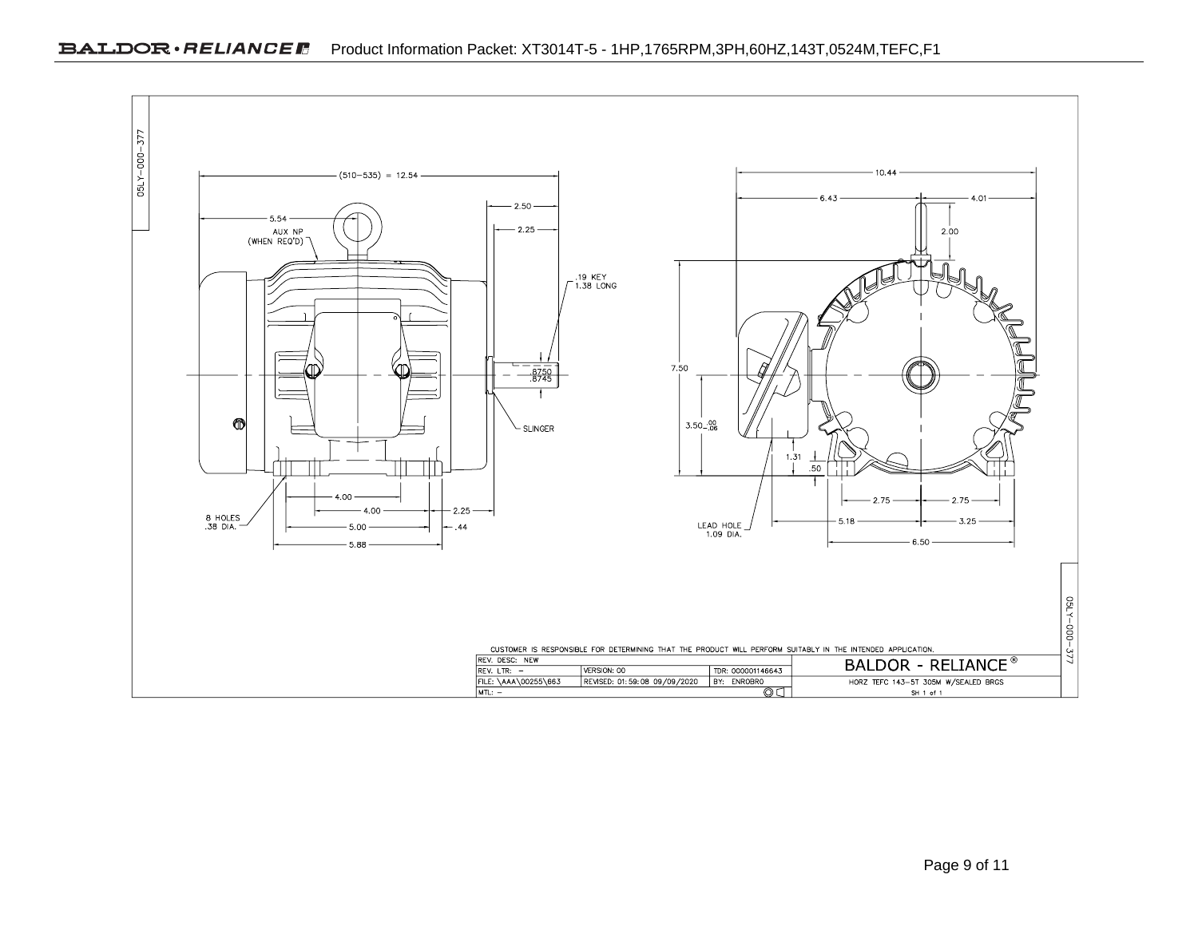05LY-000-377

(510–535) = 12.54

5.54

AUX NP
(WHEN REQ'D)

2.50

2.25

.19 KEY
1.38 LONG

.8750
.8745

SLINGER

4.00

4.00

2.25

8 HOLES
.38 DIA.

5.00

.44

5.88

10.44

6.43

4.01

2.00

7.50

3.50 $^{.00}_{-.06}$

1.31

.50

2.75

2.75

5.18

3.25

LEAD HOLE
1.09 DIA.

6.50

CUSTOMER IS RESPONSIBLE FOR DETERMINING THAT THE PRODUCT WILL PERFORM SUITABLY IN THE INTENDED APPLICATION.

| REV. DESC: NEW | | | BALDOR - RELIANCE® |
|---|---|---|---|
| REV. LTR: – | VERSION: 00 | TDR: 000001146643 | |
| FILE: \AAA\00255\663 | REVISED: 01:59:08 09/09/2020 | BY: ENROBRO | HORZ TEFC 143-5T 305M W/SEALED BRGS |
| MTL: – | | | SH 1 of 1 |

05LY-000-377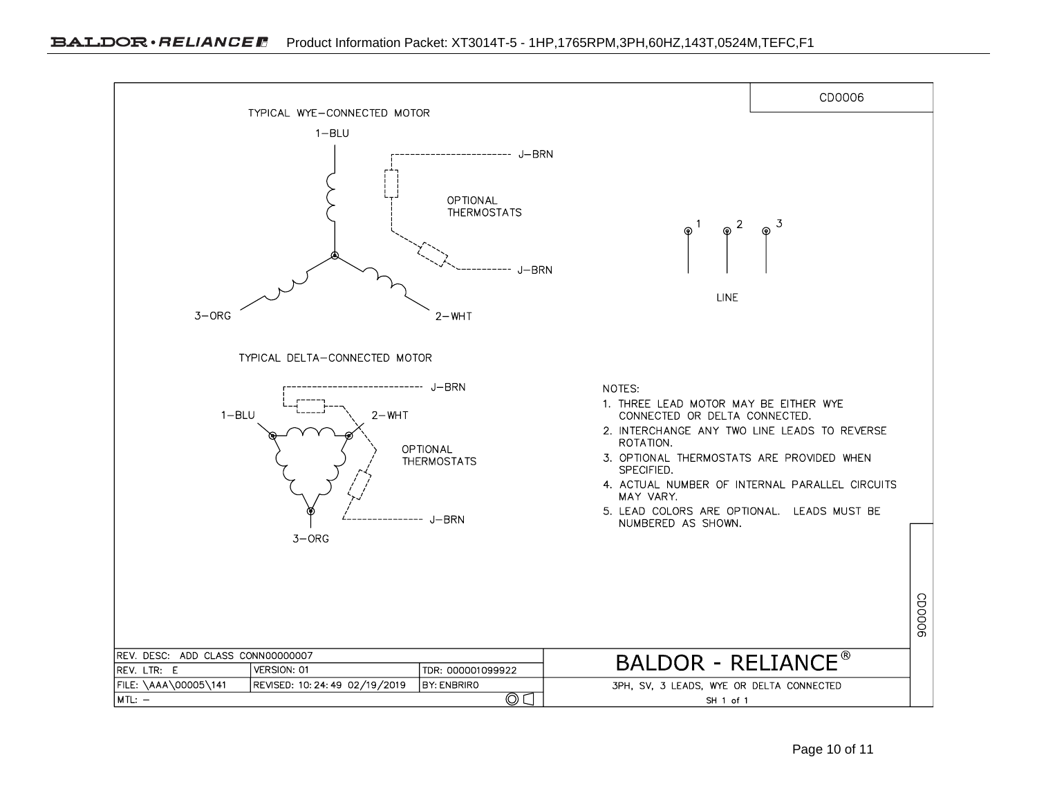CD0006

TYPICAL WYE–CONNECTED MOTOR

1–BLU

J–BRN

OPTIONAL THERMOSTATS

J–BRN

3–ORG

2–WHT

1 2 3

LINE

TYPICAL DELTA–CONNECTED MOTOR

J–BRN

1–BLU

2–WHT

OPTIONAL THERMOSTATS

J–BRN

3–ORG

NOTES:

1. THREE LEAD MOTOR MAY BE EITHER WYE CONNECTED OR DELTA CONNECTED.
2. INTERCHANGE ANY TWO LINE LEADS TO REVERSE ROTATION.
3. OPTIONAL THERMOSTATS ARE PROVIDED WHEN SPECIFIED.
4. ACTUAL NUMBER OF INTERNAL PARALLEL CIRCUITS MAY VARY.
5. LEAD COLORS ARE OPTIONAL. LEADS MUST BE NUMBERED AS SHOWN.

| REV. DESC: ADD CLASS CONN00000007 | | | BALDOR - RELIANCE® |
|---|---|---|---|
| REV. LTR: E | VERSION: 01 | TDR: 000001099922 | |
| FILE: \AAA\00005\141 | REVISED: 10:24:49 02/19/2019 | BY: ENBRIRO | 3PH, SV, 3 LEADS, WYE OR DELTA CONNECTED |
| MTL: – | | | SH 1 of 1 |

CD0006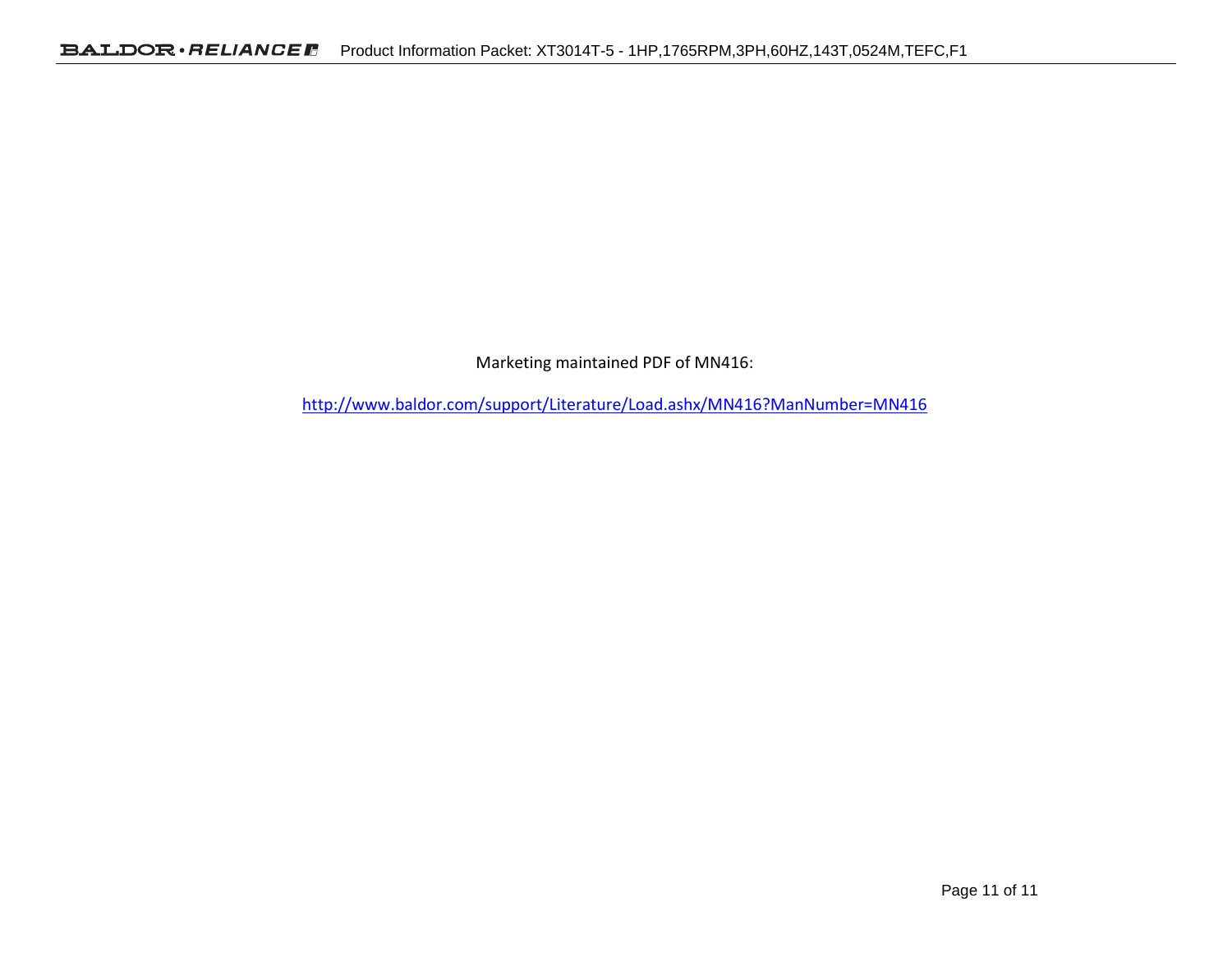Marketing maintained PDF of MN416:

http://www.baldor.com/support/Literature/Load.ashx/MN416?ManNumber=MN416